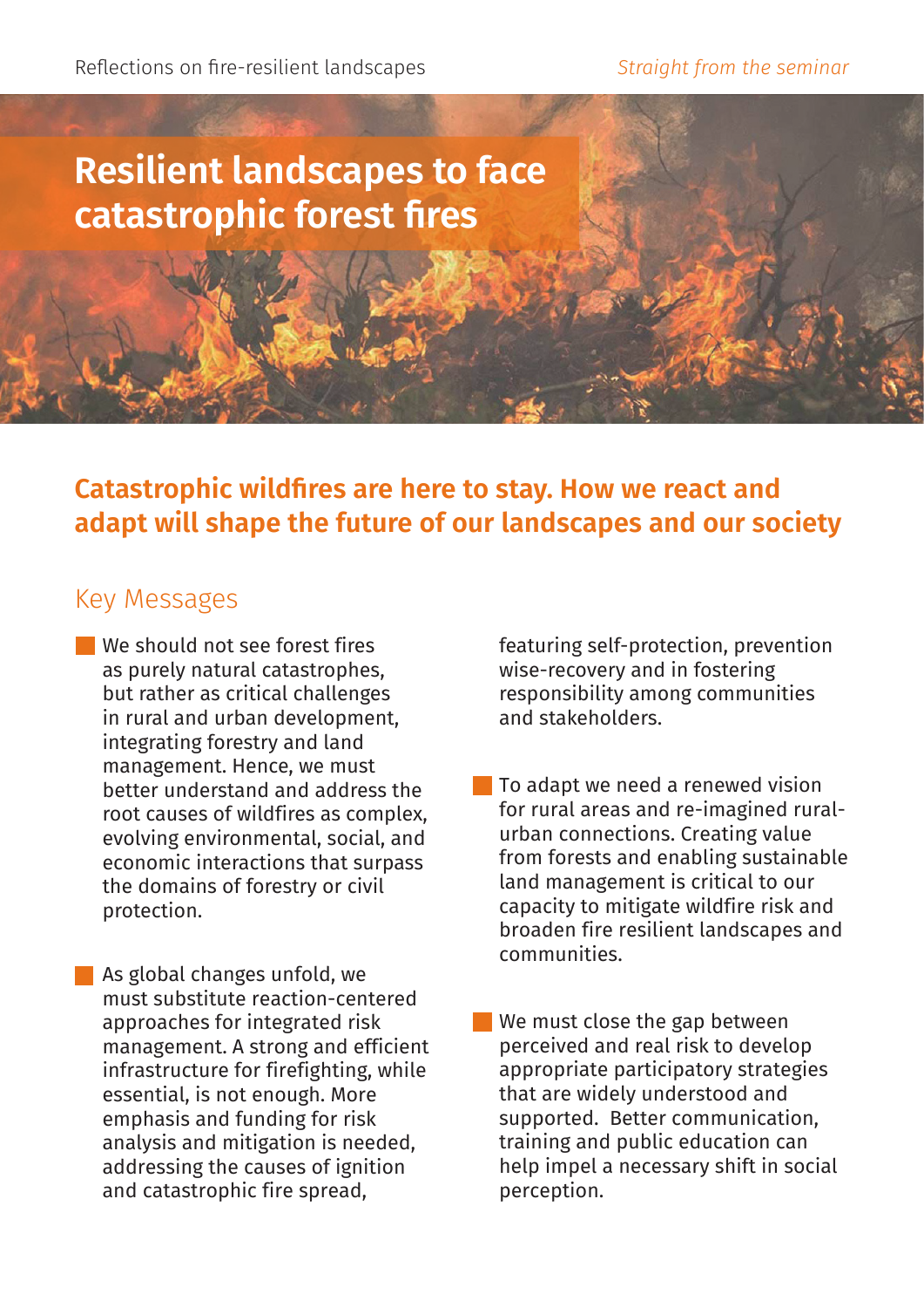# Resilient landscapes to face catastrophic forest fires

## Catastrophic wildfires are here to stay. How we react and adapt will shape the future of our landscapes and our society

### Key Messages

- We should not see forest fires as purely natural catastrophes, but rather as critical challenges in rural and urban development, integrating forestry and land management. Hence, we must better understand and address the root causes of wildfires as complex, evolving environmental, social, and economic interactions that surpass the domains of forestry or civil protection.

- As global changes unfold, we must substitute reaction-centered approaches for integrated risk management. A strong and efficient infrastructure for firefighting, while essential, is not enough. More emphasis and funding for risk analysis and mitigation is needed, addressing the causes of ignition and catastrophic fire spread, featuring self-protection, prevention wise-recovery and in fostering responsibility among communities and stakeholders.

- To adapt we need a renewed vision for rural areas and re-imagined rural-urban connections. Creating value from forests and enabling sustainable land management is critical to our capacity to mitigate wildfire risk and broaden fire resilient landscapes and communities.

- We must close the gap between perceived and real risk to develop appropriate participatory strategies that are widely understood and supported. Better communication, training and public education can help impel a necessary shift in social perception.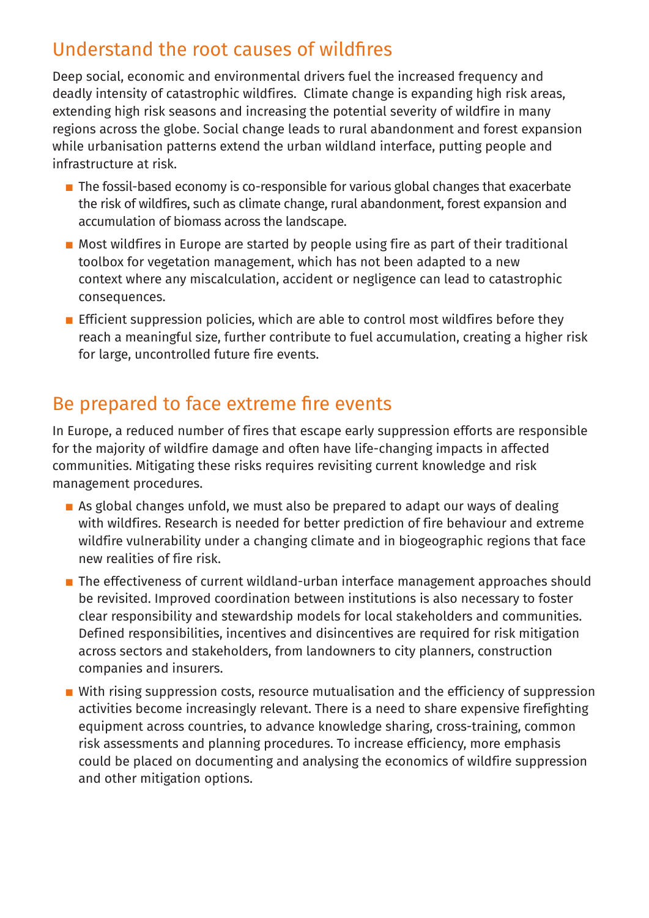## Understand the root causes of wildfires

Deep social, economic and environmental drivers fuel the increased frequency and deadly intensity of catastrophic wildfires. Climate change is expanding high risk areas, extending high risk seasons and increasing the potential severity of wildfire in many regions across the globe. Social change leads to rural abandonment and forest expansion while urbanisation patterns extend the urban wildland interface, putting people and infrastructure at risk.

- The fossil-based economy is co-responsible for various global changes that exacerbate the risk of wildfires, such as climate change, rural abandonment, forest expansion and accumulation of biomass across the landscape.
- Most wildfires in Europe are started by people using fire as part of their traditional toolbox for vegetation management, which has not been adapted to a new context where any miscalculation, accident or negligence can lead to catastrophic consequences.
- Efficient suppression policies, which are able to control most wildfires before they reach a meaningful size, further contribute to fuel accumulation, creating a higher risk for large, uncontrolled future fire events.

## Be prepared to face extreme fire events

In Europe, a reduced number of fires that escape early suppression efforts are responsible for the majority of wildfire damage and often have life-changing impacts in affected communities. Mitigating these risks requires revisiting current knowledge and risk management procedures.

- As global changes unfold, we must also be prepared to adapt our ways of dealing with wildfires. Research is needed for better prediction of fire behaviour and extreme wildfire vulnerability under a changing climate and in biogeographic regions that face new realities of fire risk.
- The effectiveness of current wildland-urban interface management approaches should be revisited. Improved coordination between institutions is also necessary to foster clear responsibility and stewardship models for local stakeholders and communities. Defined responsibilities, incentives and disincentives are required for risk mitigation across sectors and stakeholders, from landowners to city planners, construction companies and insurers.
- With rising suppression costs, resource mutualisation and the efficiency of suppression activities become increasingly relevant. There is a need to share expensive firefighting equipment across countries, to advance knowledge sharing, cross-training, common risk assessments and planning procedures. To increase efficiency, more emphasis could be placed on documenting and analysing the economics of wildfire suppression and other mitigation options.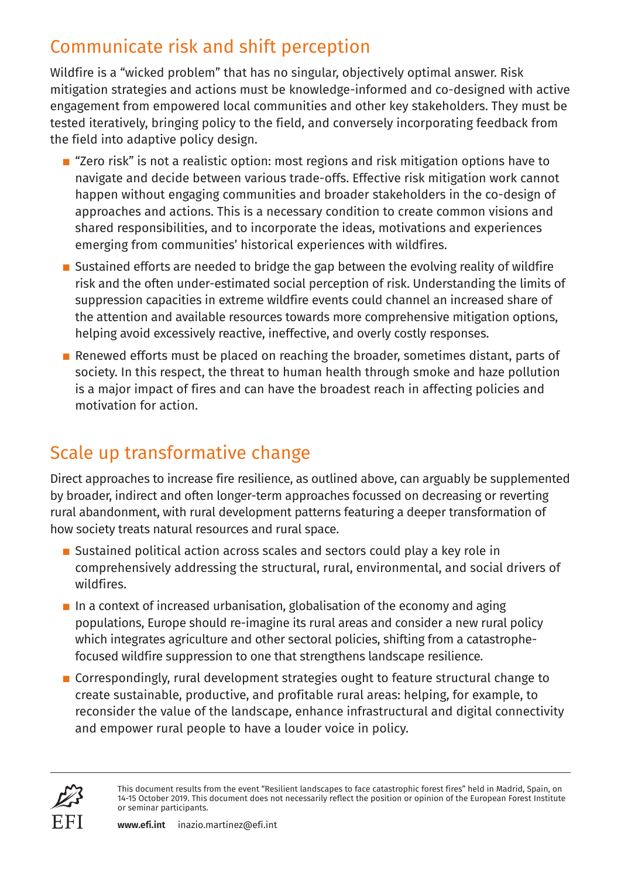## Communicate risk and shift perception

Wildfire is a "wicked problem" that has no singular, objectively optimal answer. Risk mitigation strategies and actions must be knowledge-informed and co-designed with active engagement from empowered local communities and other key stakeholders. They must be tested iteratively, bringing policy to the field, and conversely incorporating feedback from the field into adaptive policy design.

- "Zero risk" is not a realistic option: most regions and risk mitigation options have to navigate and decide between various trade-offs. Effective risk mitigation work cannot happen without engaging communities and broader stakeholders in the co-design of approaches and actions. This is a necessary condition to create common visions and shared responsibilities, and to incorporate the ideas, motivations and experiences emerging from communities' historical experiences with wildfires.
- Sustained efforts are needed to bridge the gap between the evolving reality of wildfire risk and the often under-estimated social perception of risk. Understanding the limits of suppression capacities in extreme wildfire events could channel an increased share of the attention and available resources towards more comprehensive mitigation options, helping avoid excessively reactive, ineffective, and overly costly responses.
- Renewed efforts must be placed on reaching the broader, sometimes distant, parts of society. In this respect, the threat to human health through smoke and haze pollution is a major impact of fires and can have the broadest reach in affecting policies and motivation for action.

## Scale up transformative change

Direct approaches to increase fire resilience, as outlined above, can arguably be supplemented by broader, indirect and often longer-term approaches focussed on decreasing or reverting rural abandonment, with rural development patterns featuring a deeper transformation of how society treats natural resources and rural space.

- Sustained political action across scales and sectors could play a key role in comprehensively addressing the structural, rural, environmental, and social drivers of wildfires.
- In a context of increased urbanisation, globalisation of the economy and aging populations, Europe should re-imagine its rural areas and consider a new rural policy which integrates agriculture and other sectoral policies, shifting from a catastrophe-focused wildfire suppression to one that strengthens landscape resilience.
- Correspondingly, rural development strategies ought to feature structural change to create sustainable, productive, and profitable rural areas: helping, for example, to reconsider the value of the landscape, enhance infrastructural and digital connectivity and empower rural people to have a louder voice in policy.

---

This document results from the event "Resilient landscapes to face catastrophic forest fires" held in Madrid, Spain, on 14-15 October 2019. This document does not necessarily reflect the position or opinion of the European Forest Institute or seminar participants.

EFI

**www.efi.int** inazio.martinez@efi.int